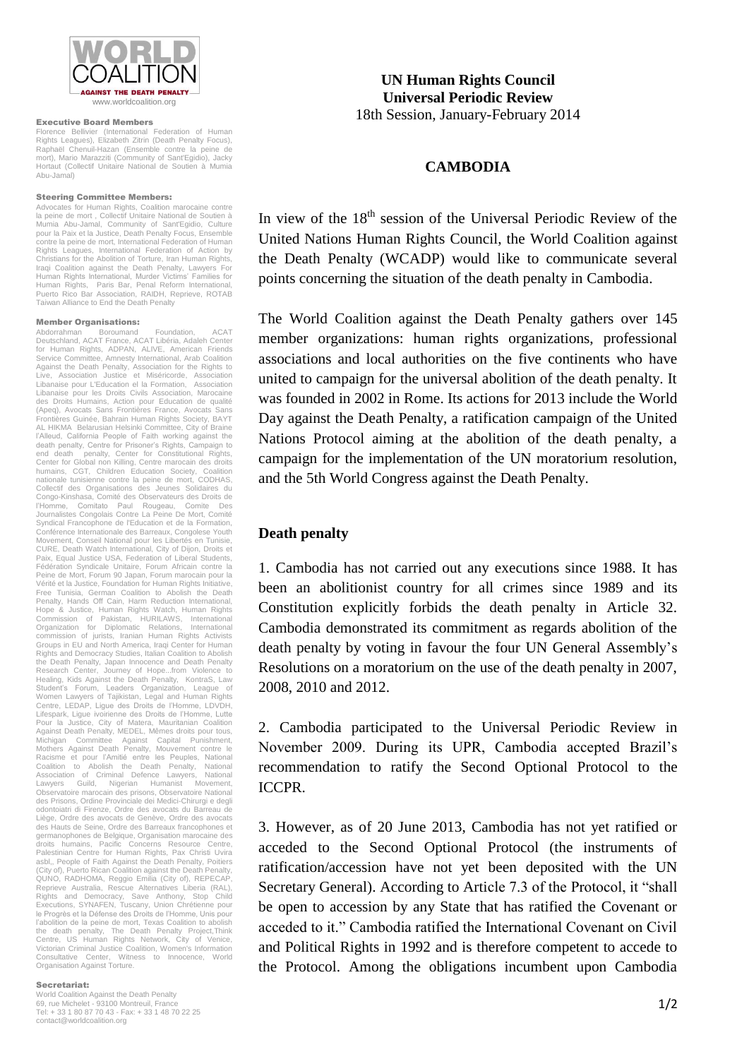WORLD COALITION AGAINST THE DEATH PENALTY

www.worldcoalition.org

**Executive Board Members**

Florence Bellivier (International Federation of Human Rights Leagues), Elizabeth Zitrin (Death Penalty Focus), Raphaël Chenuil-Hazan (Ensemble contre la peine de mort), Mario Marazziti (Community of Sant'Egidio), Jacky Hortaut (Collectif Unitaire National de Soutien à Mumia Abu-Jamal)

**Steering Committee Members:**

Advocates for Human Rights, Coalition marocaine contre la peine de mort , Collectif Unitaire National de Soutien à Mumia Abu-Jamal, Community of Sant'Egidio, Culture pour la Paix et la Justice, Death Penalty Focus, Ensemble contre la peine de mort, International Federation of Human Rights Leagues, International Federation of Action by Christians for the Abolition of Torture, Iran Human Rights, Iraqi Coalition against the Death Penalty, Lawyers For Human Rights International, Murder Victims' Families for Human Rights, Paris Bar, Penal Reform International, Puerto Rico Bar Association, RAIDH, Reprieve, ROTAB Taiwan Alliance to End the Death Penalty

**Member Organisations:**

Abdorrahman Boroumand Foundation, ACAT Deutschland, ACAT France, ACAT Libéria, Adaleh Center for Human Rights, ADPAN, ALIVE, American Friends Service Committee, Amnesty International, Arab Coalition Against the Death Penalty, Association for the Rights to Live, Association Justice et Miséricorde, Association Libanaise pour L'Education el la Formation, Association Libanaise pour les Droits Civils Association, Marocaine des Droits Humains, Action pour Education de qualité (Apeq), Avocats Sans Frontières France, Avocats Sans Frontières Guinée, Bahrain Human Rights Society, BAYT AL HIKMA Belarusian Helsinki Committee, City of Braine l'Alleud, California People of Faith working against the death penalty, Centre for Prisoner's Rights, Campaign to end death penalty, Center for Constitutional Rights, Center for Global non Killing, Centre marocain des droits humains, CGT, Children Education Society, Coalition nationale tunisienne contre la peine de mort, CODHAS, Collectif des Organisations des Jeunes Solidaires du Congo-Kinshasa, Comité des Observateurs des Droits de l'Homme, Comitato Paul Rougeau, Comite Des Journalistes Congolais Contre La Peine De Mort, Comité Syndical Francophone de l'Education et de la Formation, Conférence Internationale des Barreaux, Congolese Youth Movement, Conseil National pour les Libertés en Tunisie, CURE, Death Watch International, City of Dijon, Droits et Paix, Equal Justice USA, Federation of Liberal Students, Fédération Syndicale Unitaire, Forum Africain contre la Peine de Mort, Forum 90 Japan, Forum marocain pour la Vérité et la Justice, Foundation for Human Rights Initiative, Free Tunisia, German Coalition to Abolish the Death Penalty, Hands Off Cain, Harm Reduction International, Hope & Justice, Human Rights Watch, Human Rights Commission of Pakistan, HURILAWS, International Organization for Diplomatic Relations, International commission of jurists, Iranian Human Rights Activists Groups in EU and North America, Iraqi Center for Human Rights and Democracy Studies, Italian Coalition to Abolish the Death Penalty, Japan Innocence and Death Penalty Research Center, Journey of Hope...from Violence to Healing, Kids Against the Death Penalty, KontraS, Law Student's Forum, Leaders Organization, League of Women Lawyers of Tajikistan, Legal and Human Rights Centre, LEDAP, Ligue des Droits de l'Homme, LDVDH, Lifespark, Ligue ivoirienne des Droits de l'Homme, Lutte Pour la Justice, City of Matera, Mauritanian Coalition Against Death Penalty, MEDEL, Mêmes droits pour tous, Michigan Committee Against Capital Punishment, Mothers Against Death Penalty, Mouvement contre le Racisme et pour l'Amitié entre les Peuples, National Coalition to Abolish the Death Penalty, National Association of Criminal Defence Lawyers, National Lawyers Guild, Nigerian Humanist Movement, Observatoire marocain des prisons, Observatoire National des Prisons, Ordine Provinciale dei Medici-Chirurgi e degli odontoiatri di Firenze, Ordre des avocats du Barreau de Liège, Ordre des avocats de Genève, Ordre des avocats des Hauts de Seine, Ordre des Barreaux francophones et germanophones de Belgique, Organisation marocaine des droits humains, Pacific Concerns Resource Centre, Palestinian Centre for Human Rights, Pax Christi Uvira asbl,, People of Faith Against the Death Penalty, Poitiers (City of), Puerto Rican Coalition against the Death Penalty, QUNO, RADHOMA, Reggio Emilia (City of), REPECAP, Reprieve Australia, Rescue Alternatives Liberia (RAL), Rights and Democracy, Save Anthony, Stop Child Executions, SYNAFEN, Tuscany, Union Chrétienne pour le Progrès et la Défense des Droits de l'Homme, Unis pour l'abolition de la peine de mort, Texas Coalition to abolish the death penalty, The Death Penalty Project,Think Centre, US Human Rights Network, City of Venice, Victorian Criminal Justice Coalition, Women's Information Consultative Center, Witness to Innocence, World Organisation Against Torture.

**Secretariat:**

World Coalition Against the Death Penalty
69, rue Michelet - 93100 Montreuil, France
Tel: + 33 1 80 87 70 43 - Fax: + 33 1 48 70 22 25
contact@worldcoalition.org

**UN Human Rights Council**
**Universal Periodic Review**
18th Session, January-February 2014

## CAMBODIA

In view of the 18th session of the Universal Periodic Review of the United Nations Human Rights Council, the World Coalition against the Death Penalty (WCADP) would like to communicate several points concerning the situation of the death penalty in Cambodia.

The World Coalition against the Death Penalty gathers over 145 member organizations: human rights organizations, professional associations and local authorities on the five continents who have united to campaign for the universal abolition of the death penalty. It was founded in 2002 in Rome. Its actions for 2013 include the World Day against the Death Penalty, a ratification campaign of the United Nations Protocol aiming at the abolition of the death penalty, a campaign for the implementation of the UN moratorium resolution, and the 5th World Congress against the Death Penalty.

### Death penalty

1. Cambodia has not carried out any executions since 1988. It has been an abolitionist country for all crimes since 1989 and its Constitution explicitly forbids the death penalty in Article 32. Cambodia demonstrated its commitment as regards abolition of the death penalty by voting in favour the four UN General Assembly's Resolutions on a moratorium on the use of the death penalty in 2007, 2008, 2010 and 2012.

2. Cambodia participated to the Universal Periodic Review in November 2009. During its UPR, Cambodia accepted Brazil's recommendation to ratify the Second Optional Protocol to the ICCPR.

3. However, as of 20 June 2013, Cambodia has not yet ratified or acceded to the Second Optional Protocol (the instruments of ratification/accession have not yet been deposited with the UN Secretary General). According to Article 7.3 of the Protocol, it "shall be open to accession by any State that has ratified the Covenant or acceded to it." Cambodia ratified the International Covenant on Civil and Political Rights in 1992 and is therefore competent to accede to the Protocol. Among the obligations incumbent upon Cambodia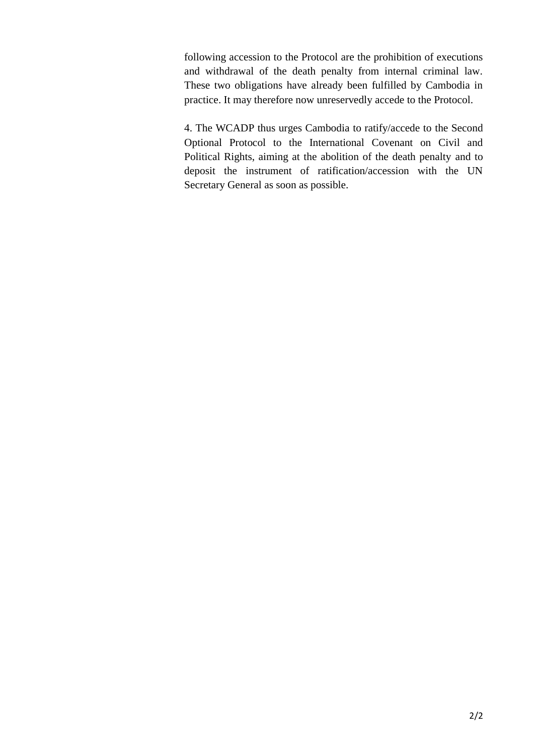following accession to the Protocol are the prohibition of executions and withdrawal of the death penalty from internal criminal law. These two obligations have already been fulfilled by Cambodia in practice. It may therefore now unreservedly accede to the Protocol.

4. The WCADP thus urges Cambodia to ratify/accede to the Second Optional Protocol to the International Covenant on Civil and Political Rights, aiming at the abolition of the death penalty and to deposit the instrument of ratification/accession with the UN Secretary General as soon as possible.